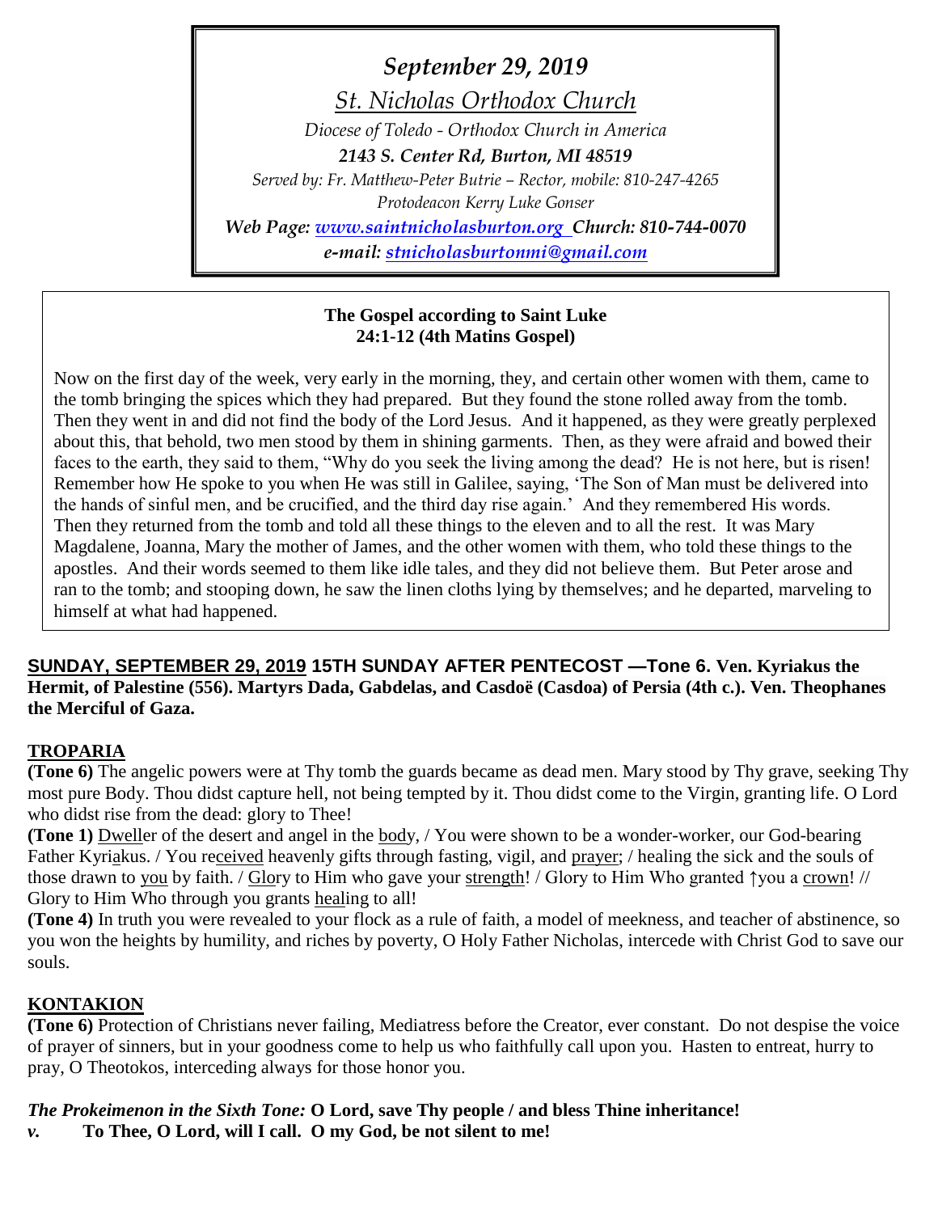*September 29, 2019*

*St. Nicholas Orthodox Church*

*Diocese of Toledo - Orthodox Church in America*

***2143 S. Center Rd, Burton, MI 48519***

*Served by: Fr. Matthew-Peter Butrie – Rector, mobile: 810-247-4265*

*Protodeacon Kerry Luke Gonser*

***Web Page: www.saintnicholasburton.org Church: 810-744-0070***

***e-mail: stnicholasburtonmi@gmail.com***

**The Gospel according to Saint Luke**
**24:1-12 (4th Matins Gospel)**

Now on the first day of the week, very early in the morning, they, and certain other women with them, came to the tomb bringing the spices which they had prepared. But they found the stone rolled away from the tomb. Then they went in and did not find the body of the Lord Jesus. And it happened, as they were greatly perplexed about this, that behold, two men stood by them in shining garments. Then, as they were afraid and bowed their faces to the earth, they said to them, "Why do you seek the living among the dead? He is not here, but is risen! Remember how He spoke to you when He was still in Galilee, saying, 'The Son of Man must be delivered into the hands of sinful men, and be crucified, and the third day rise again.' And they remembered His words. Then they returned from the tomb and told all these things to the eleven and to all the rest. It was Mary Magdalene, Joanna, Mary the mother of James, and the other women with them, who told these things to the apostles. And their words seemed to them like idle tales, and they did not believe them. But Peter arose and ran to the tomb; and stooping down, he saw the linen cloths lying by themselves; and he departed, marveling to himself at what had happened.

**SUNDAY, SEPTEMBER 29, 2019 15TH SUNDAY AFTER PENTECOST —Tone 6. Ven. Kyriakus the Hermit, of Palestine (556). Martyrs Dada, Gabdelas, and Casdoë (Casdoa) of Persia (4th c.). Ven. Theophanes the Merciful of Gaza.**

## TROPARIA

**(Tone 6)** The angelic powers were at Thy tomb the guards became as dead men. Mary stood by Thy grave, seeking Thy most pure Body. Thou didst capture hell, not being tempted by it. Thou didst come to the Virgin, granting life. O Lord who didst rise from the dead: glory to Thee!

**(Tone 1)** Dweller of the desert and angel in the body, / You were shown to be a wonder-worker, our God-bearing Father Kyriakus. / You received heavenly gifts through fasting, vigil, and prayer; / healing the sick and the souls of those drawn to you by faith. / Glory to Him who gave your strength! / Glory to Him Who granted ↑you a crown! // Glory to Him Who through you grants healing to all!

**(Tone 4)** In truth you were revealed to your flock as a rule of faith, a model of meekness, and teacher of abstinence, so you won the heights by humility, and riches by poverty, O Holy Father Nicholas, intercede with Christ God to save our souls.

## KONTAKION

**(Tone 6)** Protection of Christians never failing, Mediatress before the Creator, ever constant. Do not despise the voice of prayer of sinners, but in your goodness come to help us who faithfully call upon you. Hasten to entreat, hurry to pray, O Theotokos, interceding always for those honor you.

***The Prokeimenon in the Sixth Tone:* O Lord, save Thy people / and bless Thine inheritance!**

***v.*** **To Thee, O Lord, will I call. O my God, be not silent to me!**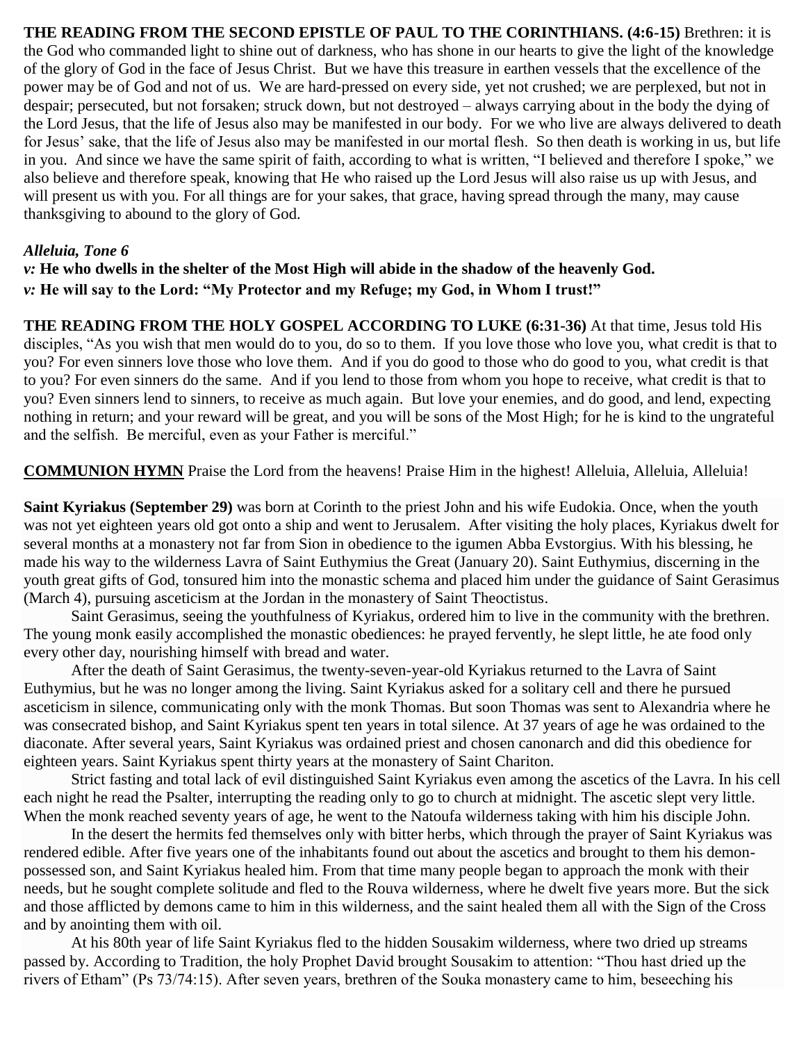**THE READING FROM THE SECOND EPISTLE OF PAUL TO THE CORINTHIANS. (4:6-15)** Brethren: it is the God who commanded light to shine out of darkness, who has shone in our hearts to give the light of the knowledge of the glory of God in the face of Jesus Christ. But we have this treasure in earthen vessels that the excellence of the power may be of God and not of us. We are hard-pressed on every side, yet not crushed; we are perplexed, but not in despair; persecuted, but not forsaken; struck down, but not destroyed – always carrying about in the body the dying of the Lord Jesus, that the life of Jesus also may be manifested in our body. For we who live are always delivered to death for Jesus' sake, that the life of Jesus also may be manifested in our mortal flesh. So then death is working in us, but life in you. And since we have the same spirit of faith, according to what is written, "I believed and therefore I spoke," we also believe and therefore speak, knowing that He who raised up the Lord Jesus will also raise us up with Jesus, and will present us with you. For all things are for your sakes, that grace, having spread through the many, may cause thanksgiving to abound to the glory of God.

***Alleluia, Tone 6***

***v:* He who dwells in the shelter of the Most High will abide in the shadow of the heavenly God.**
***v:* He will say to the Lord: "My Protector and my Refuge; my God, in Whom I trust!"**

**THE READING FROM THE HOLY GOSPEL ACCORDING TO LUKE (6:31-36)** At that time, Jesus told His disciples, "As you wish that men would do to you, do so to them. If you love those who love you, what credit is that to you? For even sinners love those who love them. And if you do good to those who do good to you, what credit is that to you? For even sinners do the same. And if you lend to those from whom you hope to receive, what credit is that to you? Even sinners lend to sinners, to receive as much again. But love your enemies, and do good, and lend, expecting nothing in return; and your reward will be great, and you will be sons of the Most High; for he is kind to the ungrateful and the selfish. Be merciful, even as your Father is merciful."

**COMMUNION HYMN** Praise the Lord from the heavens! Praise Him in the highest! Alleluia, Alleluia, Alleluia!

**Saint Kyriakus (September 29)** was born at Corinth to the priest John and his wife Eudokia. Once, when the youth was not yet eighteen years old got onto a ship and went to Jerusalem. After visiting the holy places, Kyriakus dwelt for several months at a monastery not far from Sion in obedience to the igumen Abba Evstorgius. With his blessing, he made his way to the wilderness Lavra of Saint Euthymius the Great (January 20). Saint Euthymius, discerning in the youth great gifts of God, tonsured him into the monastic schema and placed him under the guidance of Saint Gerasimus (March 4), pursuing asceticism at the Jordan in the monastery of Saint Theoctistus.

Saint Gerasimus, seeing the youthfulness of Kyriakus, ordered him to live in the community with the brethren. The young monk easily accomplished the monastic obediences: he prayed fervently, he slept little, he ate food only every other day, nourishing himself with bread and water.

After the death of Saint Gerasimus, the twenty-seven-year-old Kyriakus returned to the Lavra of Saint Euthymius, but he was no longer among the living. Saint Kyriakus asked for a solitary cell and there he pursued asceticism in silence, communicating only with the monk Thomas. But soon Thomas was sent to Alexandria where he was consecrated bishop, and Saint Kyriakus spent ten years in total silence. At 37 years of age he was ordained to the diaconate. After several years, Saint Kyriakus was ordained priest and chosen canonarch and did this obedience for eighteen years. Saint Kyriakus spent thirty years at the monastery of Saint Chariton.

Strict fasting and total lack of evil distinguished Saint Kyriakus even among the ascetics of the Lavra. In his cell each night he read the Psalter, interrupting the reading only to go to church at midnight. The ascetic slept very little. When the monk reached seventy years of age, he went to the Natoufa wilderness taking with him his disciple John.

In the desert the hermits fed themselves only with bitter herbs, which through the prayer of Saint Kyriakus was rendered edible. After five years one of the inhabitants found out about the ascetics and brought to them his demon-possessed son, and Saint Kyriakus healed him. From that time many people began to approach the monk with their needs, but he sought complete solitude and fled to the Rouva wilderness, where he dwelt five years more. But the sick and those afflicted by demons came to him in this wilderness, and the saint healed them all with the Sign of the Cross and by anointing them with oil.

At his 80th year of life Saint Kyriakus fled to the hidden Sousakim wilderness, where two dried up streams passed by. According to Tradition, the holy Prophet David brought Sousakim to attention: "Thou hast dried up the rivers of Etham" (Ps 73/74:15). After seven years, brethren of the Souka monastery came to him, beseeching his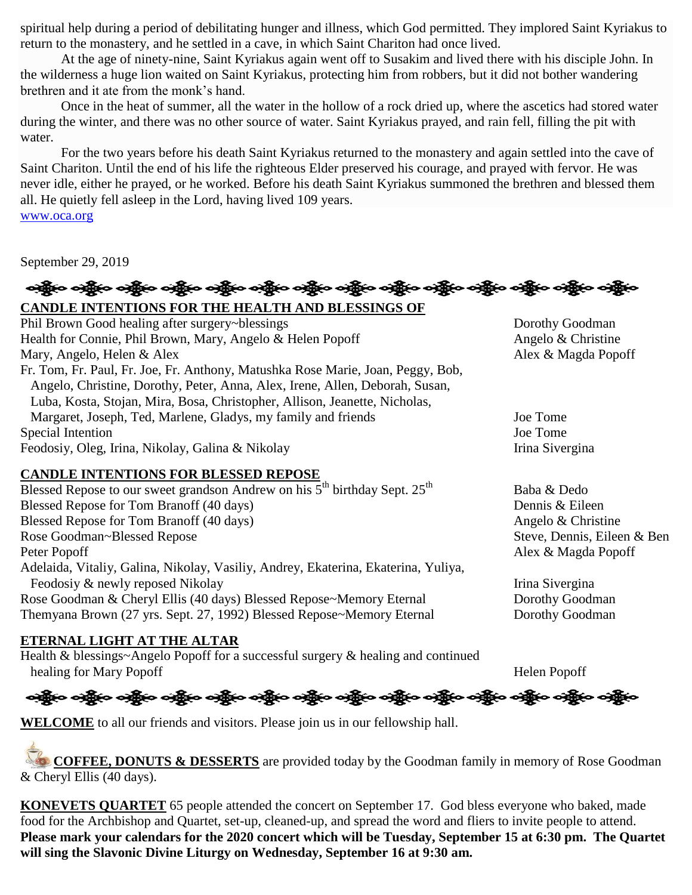spiritual help during a period of debilitating hunger and illness, which God permitted. They implored Saint Kyriakus to return to the monastery, and he settled in a cave, in which Saint Chariton had once lived.

At the age of ninety-nine, Saint Kyriakus again went off to Susakim and lived there with his disciple John. In the wilderness a huge lion waited on Saint Kyriakus, protecting him from robbers, but it did not bother wandering brethren and it ate from the monk's hand.

Once in the heat of summer, all the water in the hollow of a rock dried up, where the ascetics had stored water during the winter, and there was no other source of water. Saint Kyriakus prayed, and rain fell, filling the pit with water.

For the two years before his death Saint Kyriakus returned to the monastery and again settled into the cave of Saint Chariton. Until the end of his life the righteous Elder preserved his courage, and prayed with fervor. He was never idle, either he prayed, or he worked. Before his death Saint Kyriakus summoned the brethren and blessed them all. He quietly fell asleep in the Lord, having lived 109 years.

[www.oca.org](http://www.oca.org)

September 29, 2019

---

**CANDLE INTENTIONS FOR THE HEALTH AND BLESSINGS OF**

| Intention | From |
|---|---|
| Phil Brown Good healing after surgery~blessings | Dorothy Goodman |
| Health for Connie, Phil Brown, Mary, Angelo & Helen Popoff | Angelo & Christine |
| Mary, Angelo, Helen & Alex | Alex & Magda Popoff |
| Fr. Tom, Fr. Paul, Fr. Joe, Fr. Anthony, Matushka Rose Marie, Joan, Peggy, Bob, Angelo, Christine, Dorothy, Peter, Anna, Alex, Irene, Allen, Deborah, Susan, Luba, Kosta, Stojan, Mira, Bosa, Christopher, Allison, Jeanette, Nicholas, Margaret, Joseph, Ted, Marlene, Gladys, my family and friends | Joe Tome |
| Special Intention | Joe Tome |
| Feodosiy, Oleg, Irina, Nikolay, Galina & Nikolay | Irina Sivergina |

**CANDLE INTENTIONS FOR BLESSED REPOSE**

| Intention | From |
|---|---|
| Blessed Repose to our sweet grandson Andrew on his 5th birthday Sept. 25th | Baba & Dedo |
| Blessed Repose for Tom Branoff (40 days) | Dennis & Eileen |
| Blessed Repose for Tom Branoff (40 days) | Angelo & Christine |
| Rose Goodman~Blessed Repose | Steve, Dennis, Eileen & Ben |
| Peter Popoff | Alex & Magda Popoff |
| Adelaida, Vitaliy, Galina, Nikolay, Vasiliy, Andrey, Ekaterina, Ekaterina, Yuliya, Feodosiy & newly reposed Nikolay | Irina Sivergina |
| Rose Goodman & Cheryl Ellis (40 days) Blessed Repose~Memory Eternal | Dorothy Goodman |
| Themyana Brown (27 yrs. Sept. 27, 1992) Blessed Repose~Memory Eternal | Dorothy Goodman |

**ETERNAL LIGHT AT THE ALTAR**

| Intention | From |
|---|---|
| Health & blessings~Angelo Popoff for a successful surgery & healing and continued healing for Mary Popoff | Helen Popoff |

---

**WELCOME** to all our friends and visitors. Please join us in our fellowship hall.

**COFFEE, DONUTS & DESSERTS** are provided today by the Goodman family in memory of Rose Goodman & Cheryl Ellis (40 days).

**KONEVETS QUARTET** 65 people attended the concert on September 17. God bless everyone who baked, made food for the Archbishop and Quartet, set-up, cleaned-up, and spread the word and fliers to invite people to attend. **Please mark your calendars for the 2020 concert which will be Tuesday, September 15 at 6:30 pm. The Quartet will sing the Slavonic Divine Liturgy on Wednesday, September 16 at 9:30 am.**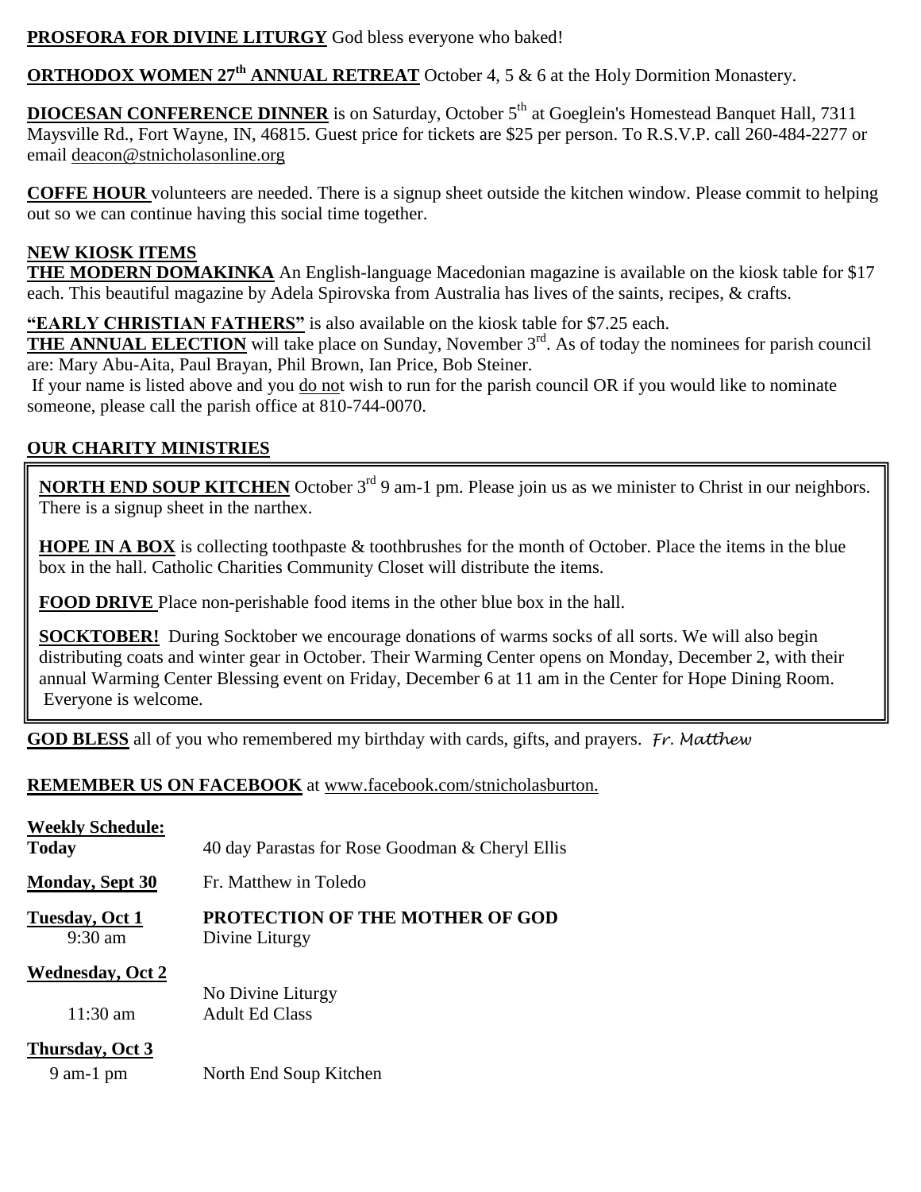**PROSFORA FOR DIVINE LITURGY** God bless everyone who baked!

**ORTHODOX WOMEN 27th ANNUAL RETREAT** October 4, 5 & 6 at the Holy Dormition Monastery.

**DIOCESAN CONFERENCE DINNER** is on Saturday, October 5th at Goeglein's Homestead Banquet Hall, 7311 Maysville Rd., Fort Wayne, IN, 46815. Guest price for tickets are $25 per person. To R.S.V.P. call 260-484-2277 or email deacon@stnicholasonline.org

**COFFE HOUR** volunteers are needed. There is a signup sheet outside the kitchen window. Please commit to helping out so we can continue having this social time together.

**NEW KIOSK ITEMS**

**THE MODERN DOMAKINKA** An English-language Macedonian magazine is available on the kiosk table for $17 each. This beautiful magazine by Adela Spirovska from Australia has lives of the saints, recipes, & crafts.

**"EARLY CHRISTIAN FATHERS"** is also available on the kiosk table for $7.25 each.

**THE ANNUAL ELECTION** will take place on Sunday, November 3rd. As of today the nominees for parish council are: Mary Abu-Aita, Paul Brayan, Phil Brown, Ian Price, Bob Steiner.

If your name is listed above and you do not wish to run for the parish council OR if you would like to nominate someone, please call the parish office at 810-744-0070.

**OUR CHARITY MINISTRIES**

**NORTH END SOUP KITCHEN** October 3rd 9 am-1 pm. Please join us as we minister to Christ in our neighbors. There is a signup sheet in the narthex.

**HOPE IN A BOX** is collecting toothpaste & toothbrushes for the month of October. Place the items in the blue box in the hall. Catholic Charities Community Closet will distribute the items.

**FOOD DRIVE** Place non-perishable food items in the other blue box in the hall.

**SOCKTOBER!** During Socktober we encourage donations of warms socks of all sorts. We will also begin distributing coats and winter gear in October. Their Warming Center opens on Monday, December 2, with their annual Warming Center Blessing event on Friday, December 6 at 11 am in the Center for Hope Dining Room. Everyone is welcome.

**GOD BLESS** all of you who remembered my birthday with cards, gifts, and prayers. *Fr. Matthew*

**REMEMBER US ON FACEBOOK** at www.facebook.com/stnicholasburton.

**Weekly Schedule:**

| | |
|---|---|
| **Today** | 40 day Parastas for Rose Goodman & Cheryl Ellis |
| **Monday, Sept 30** | Fr. Matthew in Toledo |
| **Tuesday, Oct 1** | **PROTECTION OF THE MOTHER OF GOD** |
| 9:30 am | Divine Liturgy |
| **Wednesday, Oct 2** | No Divine Liturgy |
| 11:30 am | Adult Ed Class |
| **Thursday, Oct 3** | |
| 9 am-1 pm | North End Soup Kitchen |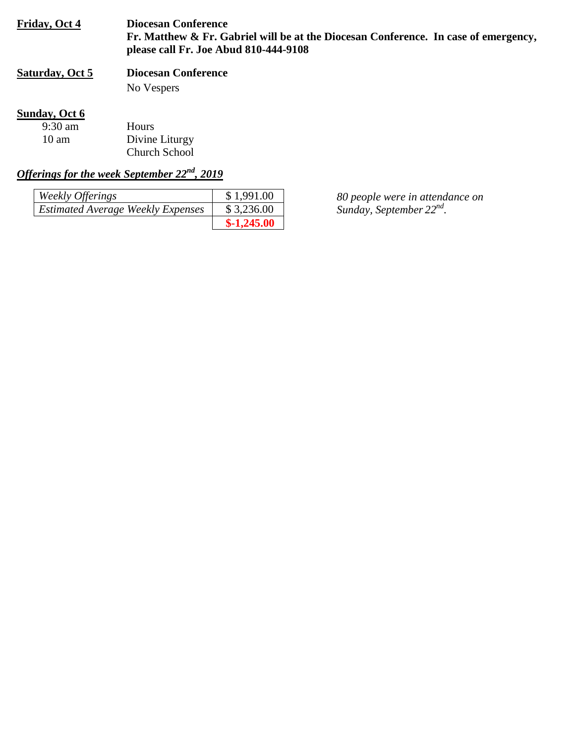**Friday, Oct 4** **Diocesan Conference**
**Fr. Matthew & Fr. Gabriel will be at the Diocesan Conference. In case of emergency, please call Fr. Joe Abud 810-444-9108**

**Saturday, Oct 5** **Diocesan Conference**
No Vespers

**Sunday, Oct 6**
9:30 am Hours
10 am Divine Liturgy
Church School

***Offerings for the week September 22^nd^, 2019***

| | |
|---|---|
| *Weekly Offerings* | $ 1,991.00 |
| *Estimated Average Weekly Expenses* | $ 3,236.00 |
| | **$-1,245.00** |

*80 people were in attendance on Sunday, September 22^nd^.*